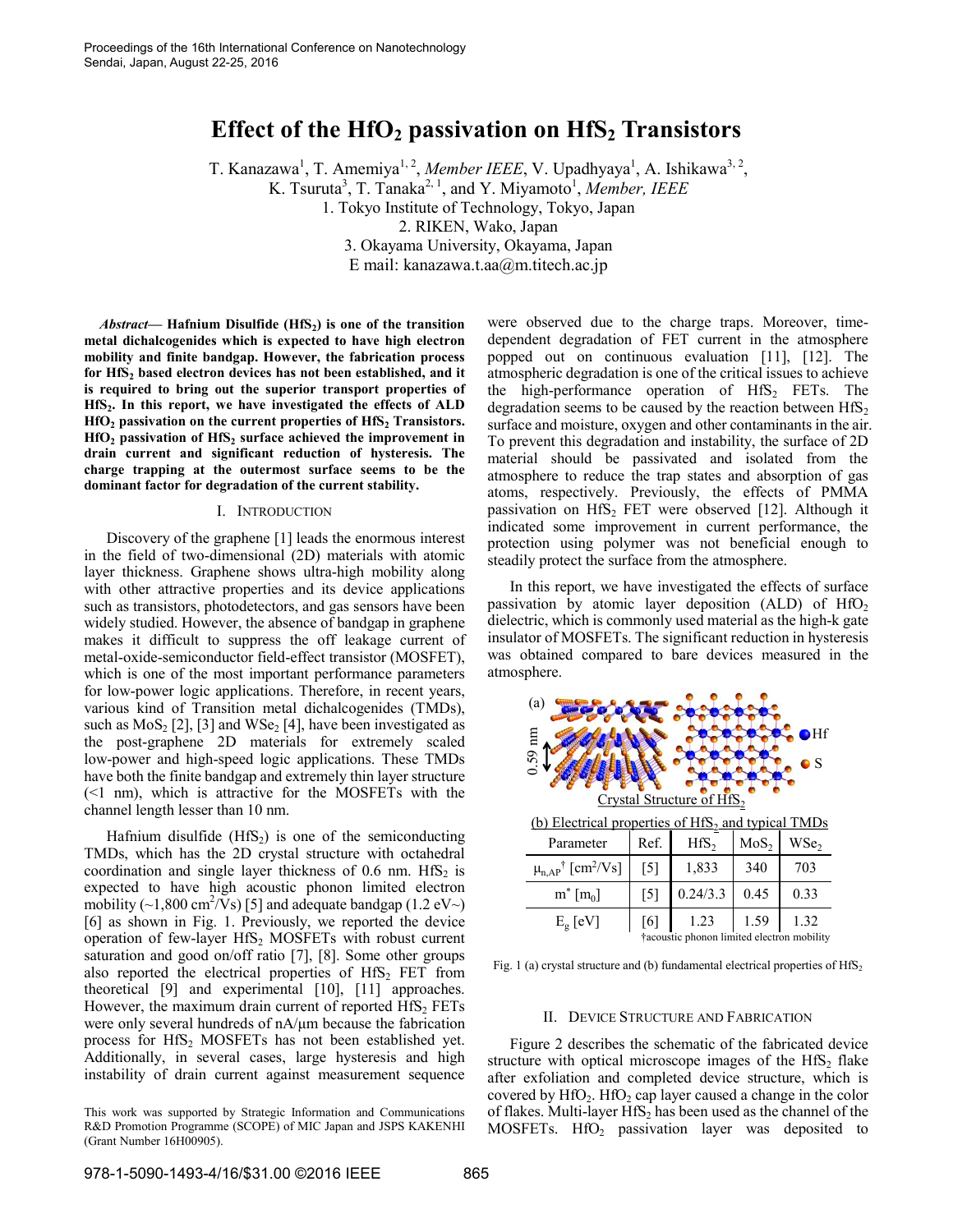# Effect of the $HfO_2$ passivation on $HfS_2$ Transistors

T. Kanazawa[1], T. Amemiya[1, 2], *Member IEEE*, V. Upadhyaya[1], A. Ishikawa[3, 2], K. Tsuruta[3], T. Tanaka[2, 1], and Y. Miyamoto[1], *Member, IEEE*

1. Tokyo Institute of Technology, Tokyo, Japan
2. RIKEN, Wako, Japan
3. Okayama University, Okayama, Japan

E mail: kanazawa.t.aa@m.titech.ac.jp

***Abstract*— Hafnium Disulfide ($HfS_2$) is one of the transition metal dichalcogenides which is expected to have high electron mobility and finite bandgap. However, the fabrication process for $HfS_2$ based electron devices has not been established, and it is required to bring out the superior transport properties of $HfS_2$. In this report, we have investigated the effects of ALD $HfO_2$ passivation on the current properties of $HfS_2$ Transistors. $HfO_2$ passivation of $HfS_2$ surface achieved the improvement in drain current and significant reduction of hysteresis. The charge trapping at the outermost surface seems to be the dominant factor for degradation of the current stability.**

## I. Introduction

Discovery of the graphene [1] leads the enormous interest in the field of two-dimensional (2D) materials with atomic layer thickness. Graphene shows ultra-high mobility along with other attractive properties and its device applications such as transistors, photodetectors, and gas sensors have been widely studied. However, the absence of bandgap in graphene makes it difficult to suppress the off leakage current of metal-oxide-semiconductor field-effect transistor (MOSFET), which is one of the most important performance parameters for low-power logic applications. Therefore, in recent years, various kind of Transition metal dichalcogenides (TMDs), such as $MoS_2$ [2], [3] and $WSe_2$ [4], have been investigated as the post-graphene 2D materials for extremely scaled low-power and high-speed logic applications. These TMDs have both the finite bandgap and extremely thin layer structure (<1 nm), which is attractive for the MOSFETs with the channel length lesser than 10 nm.

Hafnium disulfide ($HfS_2$) is one of the semiconducting TMDs, which has the 2D crystal structure with octahedral coordination and single layer thickness of 0.6 nm. $HfS_2$ is expected to have high acoustic phonon limited electron mobility (~1,800 $cm^2$/Vs) [5] and adequate bandgap (1.2 eV~) [6] as shown in Fig. 1. Previously, we reported the device operation of few-layer $HfS_2$ MOSFETs with robust current saturation and good on/off ratio [7], [8]. Some other groups also reported the electrical properties of $HfS_2$ FET from theoretical [9] and experimental [10], [11] approaches. However, the maximum drain current of reported $HfS_2$ FETs were only several hundreds of nA/μm because the fabrication process for $HfS_2$ MOSFETs has not been established yet. Additionally, in several cases, large hysteresis and high instability of drain current against measurement sequence were observed due to the charge traps. Moreover, time-dependent degradation of FET current in the atmosphere popped out on continuous evaluation [11], [12]. The atmospheric degradation is one of the critical issues to achieve the high-performance operation of $HfS_2$ FETs. The degradation seems to be caused by the reaction between $HfS_2$ surface and moisture, oxygen and other contaminants in the air. To prevent this degradation and instability, the surface of 2D material should be passivated and isolated from the atmosphere to reduce the trap states and absorption of gas atoms, respectively. Previously, the effects of PMMA passivation on $HfS_2$ FET were observed [12]. Although it indicated some improvement in current performance, the protection using polymer was not beneficial enough to steadily protect the surface from the atmosphere.

This work was supported by Strategic Information and Communications R&D Promotion Programme (SCOPE) of MIC Japan and JSPS KAKENHI (Grant Number 16H00905).

In this report, we have investigated the effects of surface passivation by atomic layer deposition (ALD) of $HfO_2$ dielectric, which is commonly used material as the high-k gate insulator of MOSFETs. The significant reduction in hysteresis was obtained compared to bare devices measured in the atmosphere.

(a)

0.59 nm

Hf

S

Crystal Structure of $HfS_2$

(b) Electrical properties of $HfS_2$ and typical TMDs

| Parameter | Ref. | $HfS_2$ | $MoS_2$ | $WSe_2$ |
|---|---|---|---|---|
| $\mu_{n,AP}$† [$cm^2$/Vs] | [5] | 1,833 | 340 | 703 |
| $m^*$ [$m_0$] | [5] | 0.24/3.3 | 0.45 | 0.33 |
| $E_g$ [eV] | [6] | 1.23 | 1.59 | 1.32 |

†acoustic phonon limited electron mobility

Fig. 1 (a) crystal structure and (b) fundamental electrical properties of $HfS_2$

## II. Device Structure and Fabrication

Figure 2 describes the schematic of the fabricated device structure with optical microscope images of the $HfS_2$ flake after exfoliation and completed device structure, which is covered by $HfO_2$. $HfO_2$ cap layer caused a change in the color of flakes. Multi-layer $HfS_2$ has been used as the channel of the MOSFETs. $HfO_2$ passivation layer was deposited to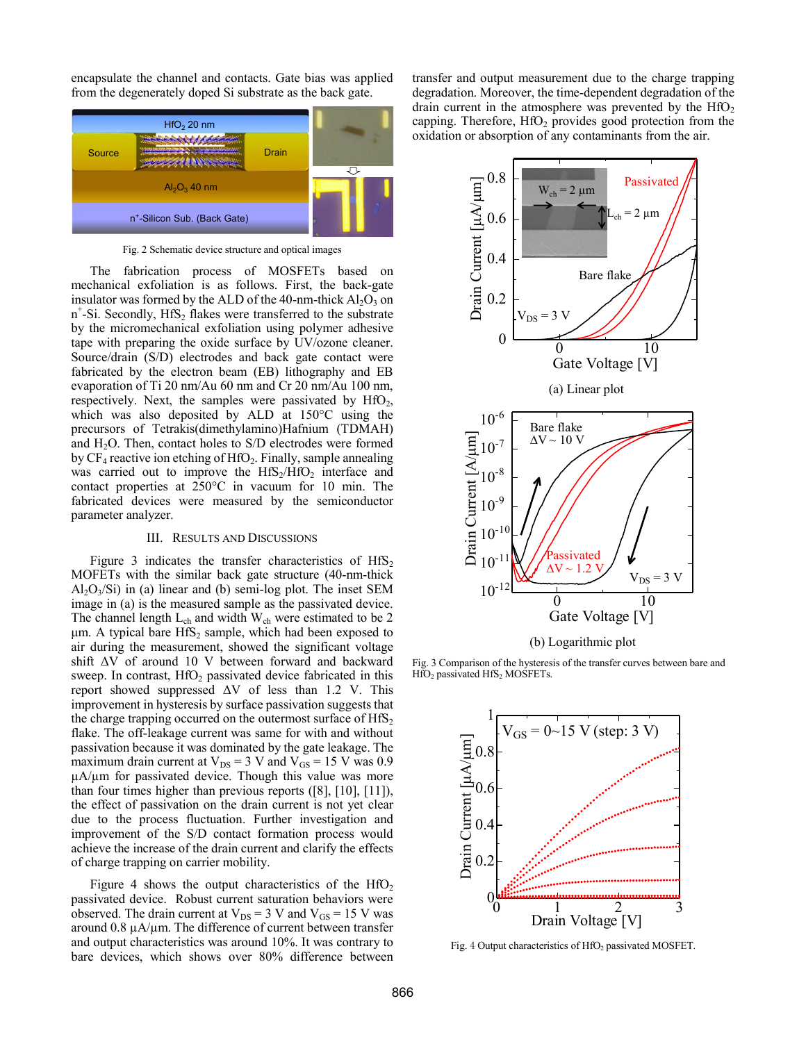encapsulate the channel and contacts. Gate bias was applied from the degenerately doped Si substrate as the back gate.

$HfO_2$ 20 nm

Source

Drain

$Al_2O_3$ 40 nm

n$^+$-Silicon Sub. (Back Gate)

Fig. 2 Schematic device structure and optical images

The fabrication process of MOSFETs based on mechanical exfoliation is as follows. First, the back-gate insulator was formed by the ALD of the 40-nm-thick $Al_2O_3$ on n$^+$-Si. Secondly, $HfS_2$ flakes were transferred to the substrate by the micromechanical exfoliation using polymer adhesive tape with preparing the oxide surface by UV/ozone cleaner. Source/drain (S/D) electrodes and back gate contact were fabricated by the electron beam (EB) lithography and EB evaporation of Ti 20 nm/Au 60 nm and Cr 20 nm/Au 100 nm, respectively. Next, the samples were passivated by $HfO_2$, which was also deposited by ALD at 150°C using the precursors of Tetrakis(dimethylamino)Hafnium (TDMAH) and $H_2O$. Then, contact holes to S/D electrodes were formed by $CF_4$ reactive ion etching of $HfO_2$. Finally, sample annealing was carried out to improve the $HfS_2/HfO_2$ interface and contact properties at 250°C in vacuum for 10 min. The fabricated devices were measured by the semiconductor parameter analyzer.

## III. Results and Discussions

Figure 3 indicates the transfer characteristics of $HfS_2$ MOFETs with the similar back gate structure (40-nm-thick $Al_2O_3$/Si) in (a) linear and (b) semi-log plot. The inset SEM image in (a) is the measured sample as the passivated device. The channel length $L_{ch}$ and width $W_{ch}$ were estimated to be 2 µm. A typical bare $HfS_2$ sample, which had been exposed to air during the measurement, showed the significant voltage shift $\Delta V$ of around 10 V between forward and backward sweep. In contrast, $HfO_2$ passivated device fabricated in this report showed suppressed $\Delta V$ of less than 1.2 V. This improvement in hysteresis by surface passivation suggests that the charge trapping occurred on the outermost surface of $HfS_2$ flake. The off-leakage current was same for with and without passivation because it was dominated by the gate leakage. The maximum drain current at $V_{DS}$ = 3 V and $V_{GS}$ = 15 V was 0.9 µA/µm for passivated device. Though this value was more than four times higher than previous reports ([8], [10], [11]), the effect of passivation on the drain current is not yet clear due to the process fluctuation. Further investigation and improvement of the S/D contact formation process would achieve the increase of the drain current and clarify the effects of charge trapping on carrier mobility.

Figure 4 shows the output characteristics of the $HfO_2$ passivated device. Robust current saturation behaviors were observed. The drain current at $V_{DS}$ = 3 V and $V_{GS}$ = 15 V was around 0.8 µA/µm. The difference of current between transfer and output characteristics was around 10%. It was contrary to bare devices, which shows over 80% difference between transfer and output measurement due to the charge trapping degradation. Moreover, the time-dependent degradation of the drain current in the atmosphere was prevented by the $HfO_2$ capping. Therefore, $HfO_2$ provides good protection from the oxidation or absorption of any contaminants from the air.

Drain Current [µA/µm]
0.8
0.6
0.4
0.2
0
$W_{ch}$ = 2 µm
$L_{ch}$ = 2 µm
Passivated
Bare flake
$V_{DS}$ = 3 V
0
10
Gate Voltage [V]

(a) Linear plot

Drain Current [A/µm]
10$^{-6}$
10$^{-7}$
10$^{-8}$
10$^{-9}$
10$^{-10}$
10$^{-11}$
10$^{-12}$
Bare flake
$\Delta V$ ~ 10 V
Passivated
$\Delta V$ ~ 1.2 V
$V_{DS}$ = 3 V
0
10
Gate Voltage [V]

(b) Logarithmic plot

Fig. 3 Comparison of the hysteresis of the transfer curves between bare and $HfO_2$ passivated $HfS_2$ MOSFETs.

Drain Current [µA/µm]
1
0.8
0.6
0.4
0.2
0
$V_{GS}$ = 0~15 V (step: 3 V)
0
1
2
3
Drain Voltage [V]

Fig. 4 Output characteristics of $HfO_2$ passivated MOSFET.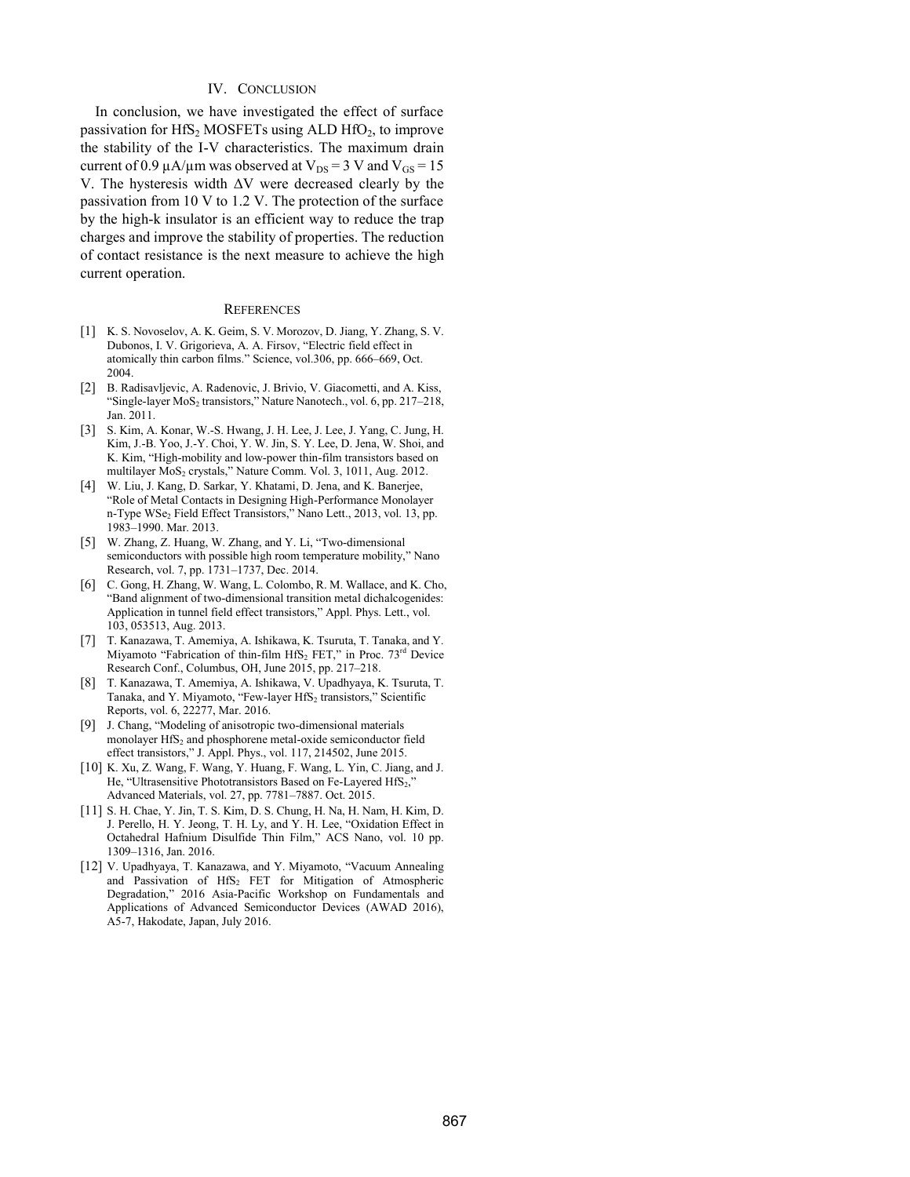## IV. Conclusion

In conclusion, we have investigated the effect of surface passivation for $HfS_2$ MOSFETs using ALD $HfO_2$, to improve the stability of the I-V characteristics. The maximum drain current of 0.9 μA/μm was observed at $V_{DS} = 3$ V and $V_{GS} = 15$ V. The hysteresis width ΔV were decreased clearly by the passivation from 10 V to 1.2 V. The protection of the surface by the high-k insulator is an efficient way to reduce the trap charges and improve the stability of properties. The reduction of contact resistance is the next measure to achieve the high current operation.

## References

[1] K. S. Novoselov, A. K. Geim, S. V. Morozov, D. Jiang, Y. Zhang, S. V. Dubonos, I. V. Grigorieva, A. A. Firsov, "Electric field effect in atomically thin carbon films." Science, vol.306, pp. 666–669, Oct. 2004.

[2] B. Radisavljevic, A. Radenovic, J. Brivio, V. Giacometti, and A. Kiss, "Single-layer $MoS_2$ transistors," Nature Nanotech., vol. 6, pp. 217–218, Jan. 2011.

[3] S. Kim, A. Konar, W.-S. Hwang, J. H. Lee, J. Lee, J. Yang, C. Jung, H. Kim, J.-B. Yoo, J.-Y. Choi, Y. W. Jin, S. Y. Lee, D. Jena, W. Shoi, and K. Kim, "High-mobility and low-power thin-film transistors based on multilayer $MoS_2$ crystals," Nature Comm. Vol. 3, 1011, Aug. 2012.

[4] W. Liu, J. Kang, D. Sarkar, Y. Khatami, D. Jena, and K. Banerjee, "Role of Metal Contacts in Designing High-Performance Monolayer n-Type $WSe_2$ Field Effect Transistors," Nano Lett., 2013, vol. 13, pp. 1983–1990. Mar. 2013.

[5] W. Zhang, Z. Huang, W. Zhang, and Y. Li, "Two-dimensional semiconductors with possible high room temperature mobility," Nano Research, vol. 7, pp. 1731–1737, Dec. 2014.

[6] C. Gong, H. Zhang, W. Wang, L. Colombo, R. M. Wallace, and K. Cho, "Band alignment of two-dimensional transition metal dichalcogenides: Application in tunnel field effect transistors," Appl. Phys. Lett., vol. 103, 053513, Aug. 2013.

[7] T. Kanazawa, T. Amemiya, A. Ishikawa, K. Tsuruta, T. Tanaka, and Y. Miyamoto "Fabrication of thin-film $HfS_2$ FET," in Proc. 73rd Device Research Conf., Columbus, OH, June 2015, pp. 217–218.

[8] T. Kanazawa, T. Amemiya, A. Ishikawa, V. Upadhyaya, K. Tsuruta, T. Tanaka, and Y. Miyamoto, "Few-layer $HfS_2$ transistors," Scientific Reports, vol. 6, 22277, Mar. 2016.

[9] J. Chang, "Modeling of anisotropic two-dimensional materials monolayer $HfS_2$ and phosphorene metal-oxide semiconductor field effect transistors," J. Appl. Phys., vol. 117, 214502, June 2015.

[10] K. Xu, Z. Wang, F. Wang, Y. Huang, F. Wang, L. Yin, C. Jiang, and J. He, "Ultrasensitive Phototransistors Based on Fe-Layered $HfS_2$," Advanced Materials, vol. 27, pp. 7781–7887. Oct. 2015.

[11] S. H. Chae, Y. Jin, T. S. Kim, D. S. Chung, H. Na, H. Nam, H. Kim, D. J. Perello, H. Y. Jeong, T. H. Ly, and Y. H. Lee, "Oxidation Effect in Octahedral Hafnium Disulfide Thin Film," ACS Nano, vol. 10 pp. 1309–1316, Jan. 2016.

[12] V. Upadhyaya, T. Kanazawa, and Y. Miyamoto, "Vacuum Annealing and Passivation of $HfS_2$ FET for Mitigation of Atmospheric Degradation," 2016 Asia-Pacific Workshop on Fundamentals and Applications of Advanced Semiconductor Devices (AWAD 2016), A5-7, Hakodate, Japan, July 2016.